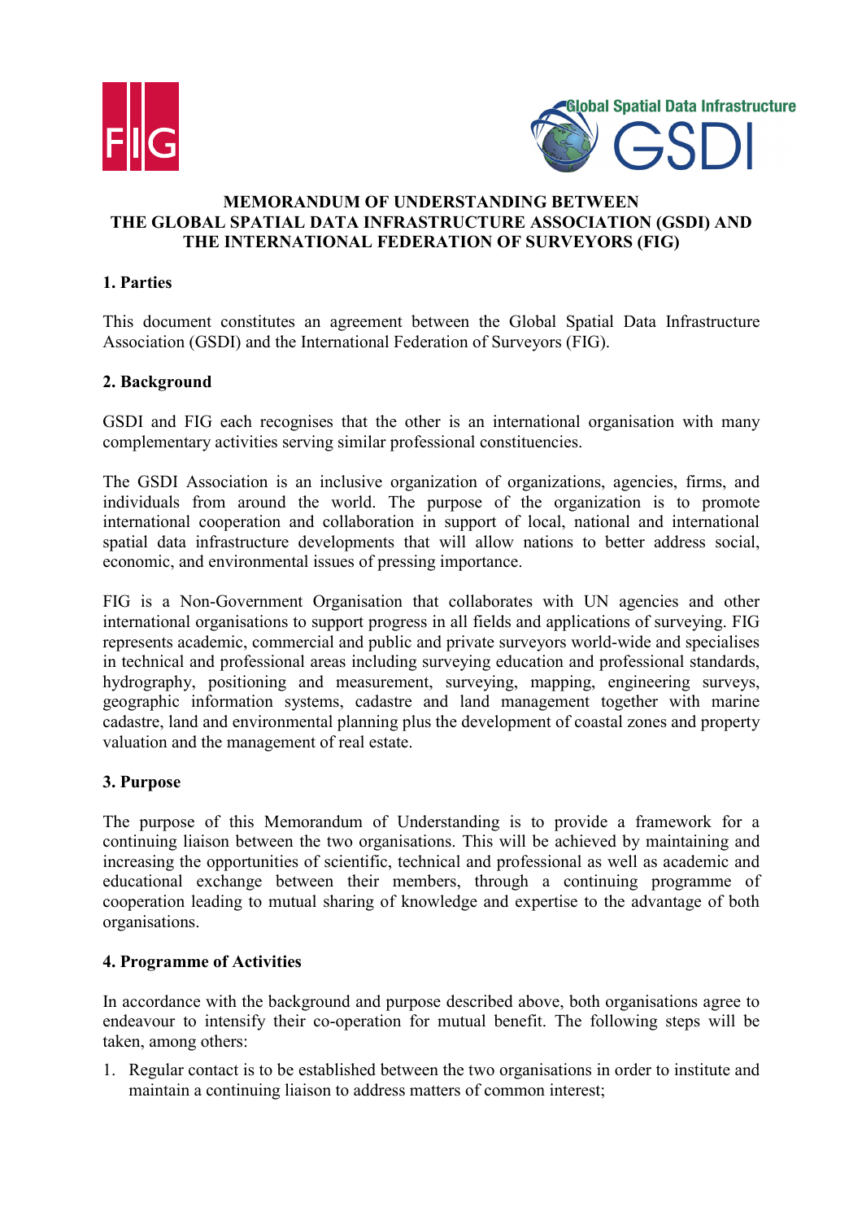# MEMORANDUM OF UNDERSTANDING BETWEEN THE GLOBAL SPATIAL DATA INFRASTRUCTURE ASSOCIATION (GSDI) AND THE INTERNATIONAL FEDERATION OF SURVEYORS (FIG)

## 1. Parties

This document constitutes an agreement between the Global Spatial Data Infrastructure Association (GSDI) and the International Federation of Surveyors (FIG).

## 2. Background

GSDI and FIG each recognises that the other is an international organisation with many complementary activities serving similar professional constituencies.

The GSDI Association is an inclusive organization of organizations, agencies, firms, and individuals from around the world. The purpose of the organization is to promote international cooperation and collaboration in support of local, national and international spatial data infrastructure developments that will allow nations to better address social, economic, and environmental issues of pressing importance.

FIG is a Non-Government Organisation that collaborates with UN agencies and other international organisations to support progress in all fields and applications of surveying. FIG represents academic, commercial and public and private surveyors world-wide and specialises in technical and professional areas including surveying education and professional standards, hydrography, positioning and measurement, surveying, mapping, engineering surveys, geographic information systems, cadastre and land management together with marine cadastre, land and environmental planning plus the development of coastal zones and property valuation and the management of real estate.

## 3. Purpose

The purpose of this Memorandum of Understanding is to provide a framework for a continuing liaison between the two organisations. This will be achieved by maintaining and increasing the opportunities of scientific, technical and professional as well as academic and educational exchange between their members, through a continuing programme of cooperation leading to mutual sharing of knowledge and expertise to the advantage of both organisations.

## 4. Programme of Activities

In accordance with the background and purpose described above, both organisations agree to endeavour to intensify their co-operation for mutual benefit. The following steps will be taken, among others:

1. Regular contact is to be established between the two organisations in order to institute and maintain a continuing liaison to address matters of common interest;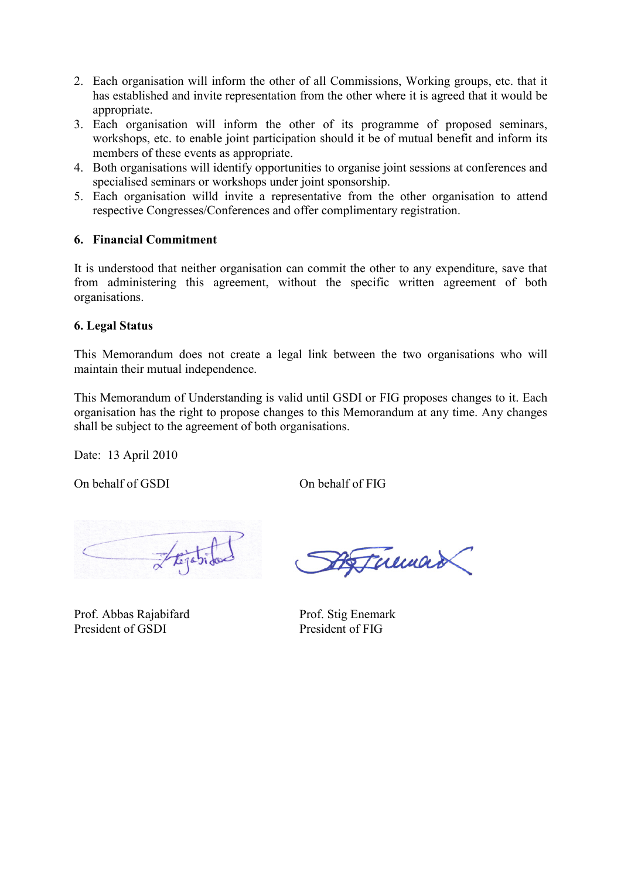2. Each organisation will inform the other of all Commissions, Working groups, etc. that it has established and invite representation from the other where it is agreed that it would be appropriate.
3. Each organisation will inform the other of its programme of proposed seminars, workshops, etc. to enable joint participation should it be of mutual benefit and inform its members of these events as appropriate.
4. Both organisations will identify opportunities to organise joint sessions at conferences and specialised seminars or workshops under joint sponsorship.
5. Each organisation willd invite a representative from the other organisation to attend respective Congresses/Conferences and offer complimentary registration.

### 6. Financial Commitment

It is understood that neither organisation can commit the other to any expenditure, save that from administering this agreement, without the specific written agreement of both organisations.

### 6. Legal Status

This Memorandum does not create a legal link between the two organisations who will maintain their mutual independence.

This Memorandum of Understanding is valid until GSDI or FIG proposes changes to it. Each organisation has the right to propose changes to this Memorandum at any time. Any changes shall be subject to the agreement of both organisations.

Date: 13 April 2010

On behalf of GSDI

Prof. Abbas Rajabifard
President of GSDI

On behalf of FIG

Prof. Stig Enemark
President of FIG